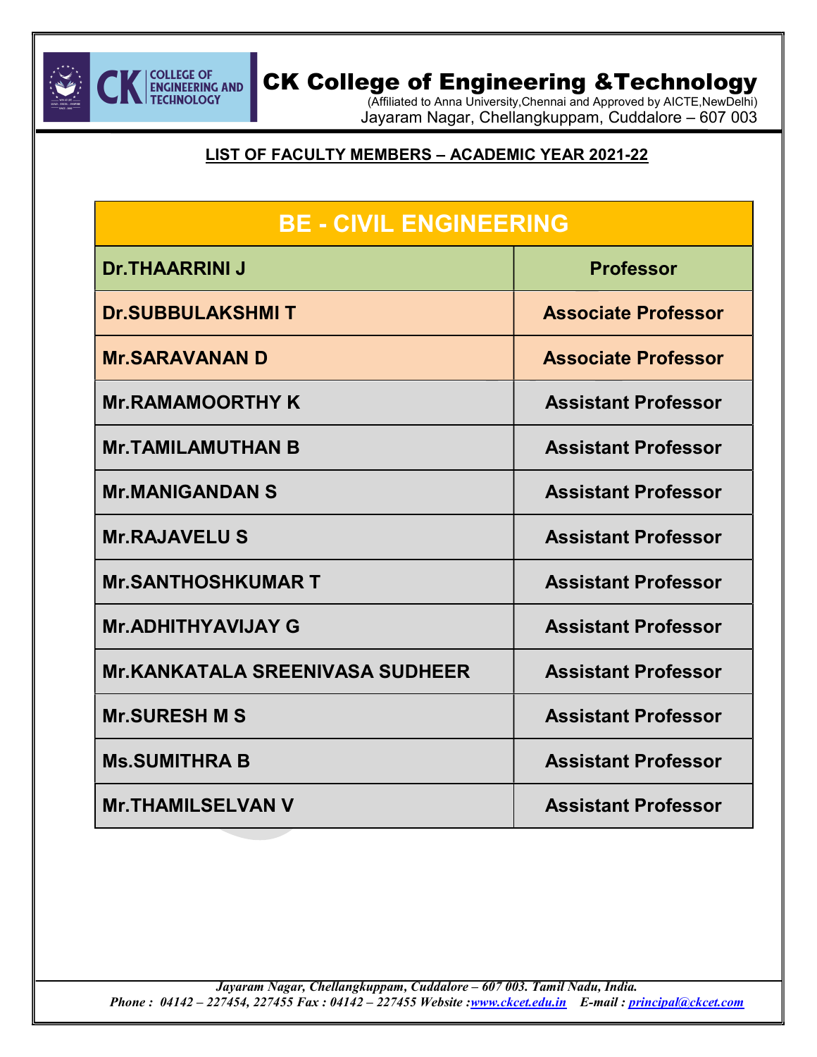# CK College of Engineering &Technology

(Affiliated to Anna University,Chennai and Approved by AICTE,NewDelhi)

Jayaram Nagar, Chellangkuppam, Cuddalore – 607 003

## LIST OF FACULTY MEMBERS – ACADEMIC YEAR 2021-22

| BE - CIVIL ENGINEERING | |
|---|---|
| Dr.THAARRINI J | Professor |
| Dr.SUBBULAKSHMI T | Associate Professor |
| Mr.SARAVANAN D | Associate Professor |
| Mr.RAMAMOORTHY K | Assistant Professor |
| Mr.TAMILAMUTHAN B | Assistant Professor |
| Mr.MANIGANDAN S | Assistant Professor |
| Mr.RAJAVELU S | Assistant Professor |
| Mr.SANTHOSHKUMAR T | Assistant Professor |
| Mr.ADHITHYAVIJAY G | Assistant Professor |
| Mr.KANKATALA SREENIVASA SUDHEER | Assistant Professor |
| Mr.SURESH M S | Assistant Professor |
| Ms.SUMITHRA B | Assistant Professor |
| Mr.THAMILSELVAN V | Assistant Professor |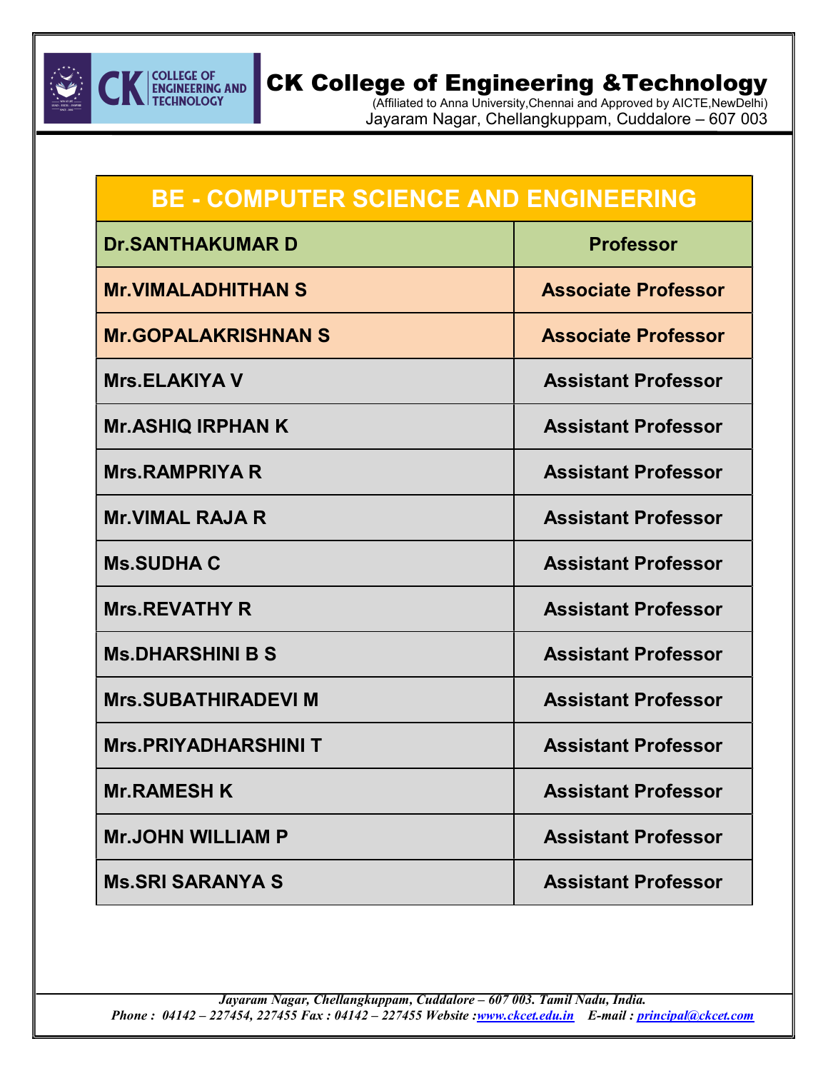# BE - COMPUTER SCIENCE AND ENGINEERING

| Name | Designation |
| --- | --- |
| Dr.SANTHAKUMAR D | Professor |
| Mr.VIMALADHITHAN S | Associate Professor |
| Mr.GOPALAKRISHNAN S | Associate Professor |
| Mrs.ELAKIYA V | Assistant Professor |
| Mr.ASHIQ IRPHAN K | Assistant Professor |
| Mrs.RAMPRIYA R | Assistant Professor |
| Mr.VIMAL RAJA R | Assistant Professor |
| Ms.SUDHA C | Assistant Professor |
| Mrs.REVATHY R | Assistant Professor |
| Ms.DHARSHINI B S | Assistant Professor |
| Mrs.SUBATHIRADEVI M | Assistant Professor |
| Mrs.PRIYADHARSHINI T | Assistant Professor |
| Mr.RAMESH K | Assistant Professor |
| Mr.JOHN WILLIAM P | Assistant Professor |
| Ms.SRI SARANYA S | Assistant Professor |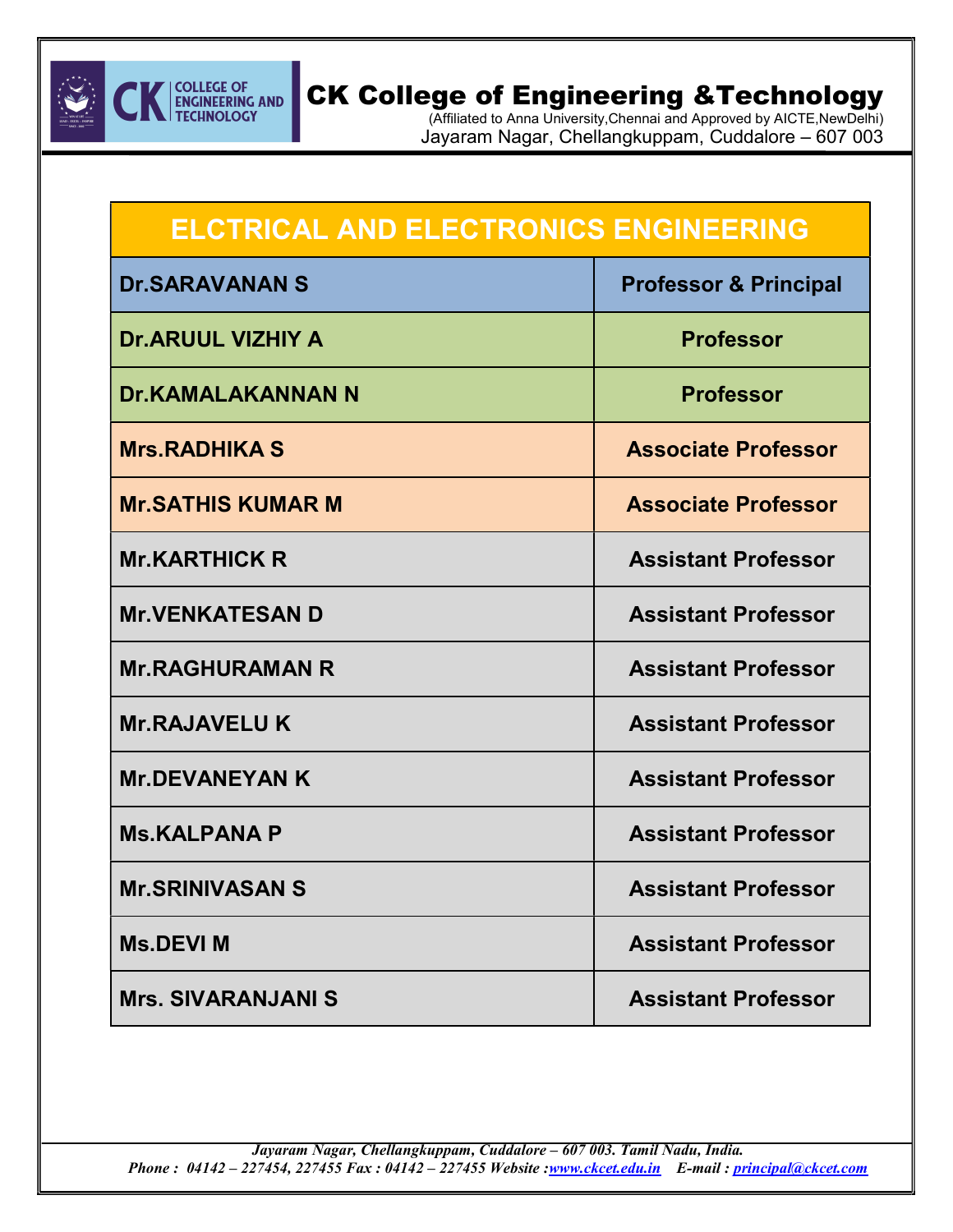| ELCTRICAL AND ELECTRONICS ENGINEERING | |
|---|---|
| Dr.SARAVANAN S | Professor & Principal |
| Dr.ARUUL VIZHIY A | Professor |
| Dr.KAMALAKANNAN N | Professor |
| Mrs.RADHIKA S | Associate Professor |
| Mr.SATHIS KUMAR M | Associate Professor |
| Mr.KARTHICK R | Assistant Professor |
| Mr.VENKATESAN D | Assistant Professor |
| Mr.RAGHURAMAN R | Assistant Professor |
| Mr.RAJAVELU K | Assistant Professor |
| Mr.DEVANEYAN K | Assistant Professor |
| Ms.KALPANA P | Assistant Professor |
| Mr.SRINIVASAN S | Assistant Professor |
| Ms.DEVI M | Assistant Professor |
| Mrs. SIVARANJANI S | Assistant Professor |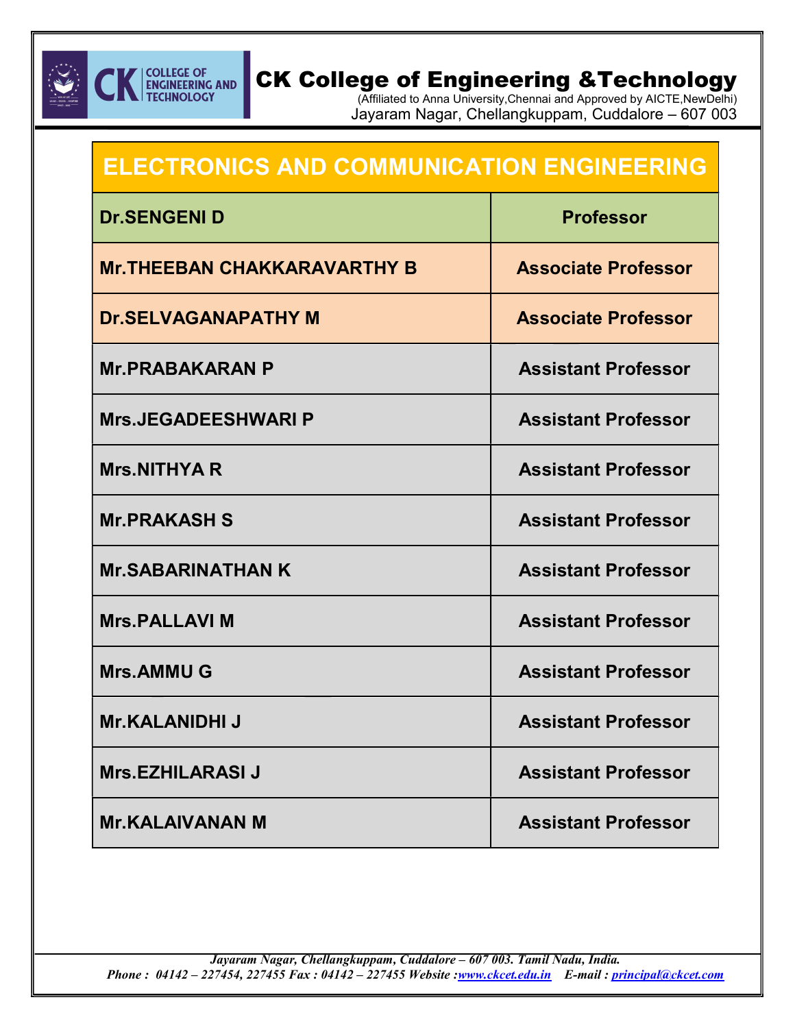# CK College of Engineering &Technology

(Affiliated to Anna University,Chennai and Approved by AICTE,NewDelhi)

Jayaram Nagar, Chellangkuppam, Cuddalore – 607 003

| ELECTRONICS AND COMMUNICATION ENGINEERING | |
|---|---|
| **Dr.SENGENI D** | **Professor** |
| **Mr.THEEBAN CHAKKARAVARTHY B** | **Associate Professor** |
| **Dr.SELVAGANAPATHY M** | **Associate Professor** |
| **Mr.PRABAKARAN P** | **Assistant Professor** |
| **Mrs.JEGADEESHWARI P** | **Assistant Professor** |
| **Mrs.NITHYA R** | **Assistant Professor** |
| **Mr.PRAKASH S** | **Assistant Professor** |
| **Mr.SABARINATHAN K** | **Assistant Professor** |
| **Mrs.PALLAVI M** | **Assistant Professor** |
| **Mrs.AMMU G** | **Assistant Professor** |
| **Mr.KALANIDHI J** | **Assistant Professor** |
| **Mrs.EZHILARASI J** | **Assistant Professor** |
| **Mr.KALAIVANAN M** | **Assistant Professor** |

*Jayaram Nagar, Chellangkuppam, Cuddalore – 607 003. Tamil Nadu, India.*
*Phone : 04142 – 227454, 227455 Fax : 04142 – 227455 Website :www.ckcet.edu.in E-mail : principal@ckcet.com*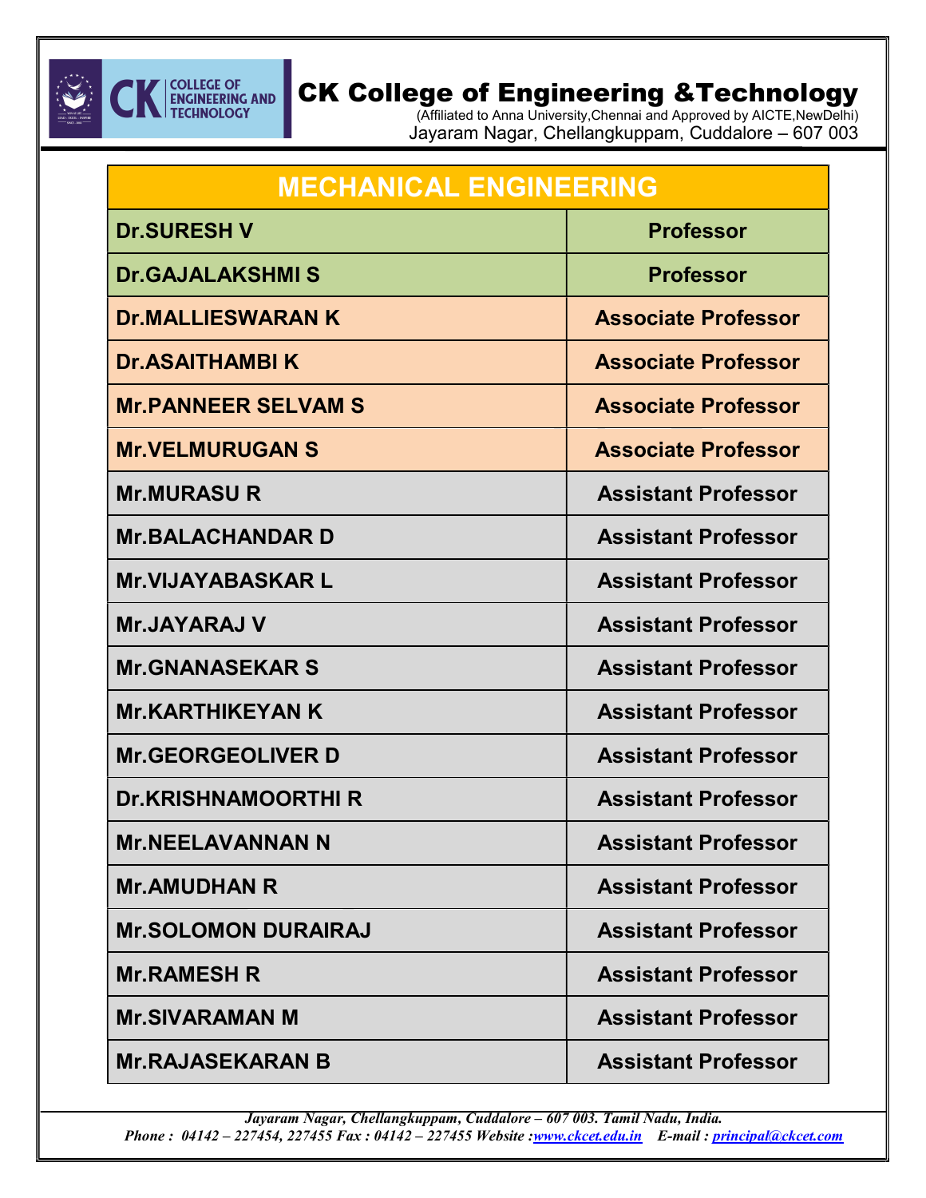# CK College of Engineering &Technology

(Affiliated to Anna University,Chennai and Approved by AICTE,NewDelhi)

Jayaram Nagar, Chellangkuppam, Cuddalore – 607 003

| MECHANICAL ENGINEERING | |
|---|---|
| Dr.SURESH V | Professor |
| Dr.GAJALAKSHMI S | Professor |
| Dr.MALLIESWARAN K | Associate Professor |
| Dr.ASAITHAMBI K | Associate Professor |
| Mr.PANNEER SELVAM S | Associate Professor |
| Mr.VELMURUGAN S | Associate Professor |
| Mr.MURASU R | Assistant Professor |
| Mr.BALACHANDAR D | Assistant Professor |
| Mr.VIJAYABASKAR L | Assistant Professor |
| Mr.JAYARAJ V | Assistant Professor |
| Mr.GNANASEKAR S | Assistant Professor |
| Mr.KARTHIKEYAN K | Assistant Professor |
| Mr.GEORGEOLIVER D | Assistant Professor |
| Dr.KRISHNAMOORTHI R | Assistant Professor |
| Mr.NEELAVANNAN N | Assistant Professor |
| Mr.AMUDHAN R | Assistant Professor |
| Mr.SOLOMON DURAIRAJ | Assistant Professor |
| Mr.RAMESH R | Assistant Professor |
| Mr.SIVARAMAN M | Assistant Professor |
| Mr.RAJASEKARAN B | Assistant Professor |

*Jayaram Nagar, Chellangkuppam, Cuddalore – 607 003. Tamil Nadu, India.*
*Phone : 04142 – 227454, 227455 Fax : 04142 – 227455 Website :www.ckcet.edu.in E-mail : principal@ckcet.com*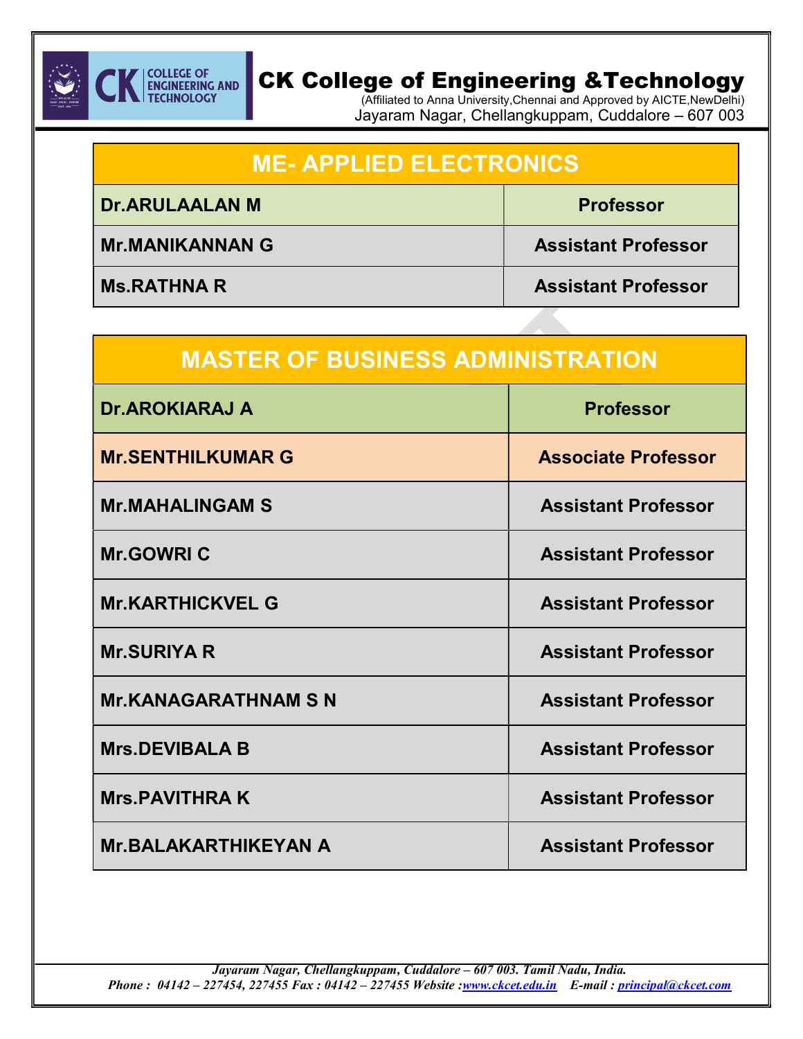| ME- APPLIED ELECTRONICS | |
|---|---|
| **Dr.ARULAALAN M** | **Professor** |
| **Mr.MANIKANNAN G** | **Assistant Professor** |
| **Ms.RATHNA R** | **Assistant Professor** |

| MASTER OF BUSINESS ADMINISTRATION | |
|---|---|
| **Dr.AROKIARAJ A** | **Professor** |
| **Mr.SENTHILKUMAR G** | **Associate Professor** |
| **Mr.MAHALINGAM S** | **Assistant Professor** |
| **Mr.GOWRI C** | **Assistant Professor** |
| **Mr.KARTHICKVEL G** | **Assistant Professor** |
| **Mr.SURIYA R** | **Assistant Professor** |
| **Mr.KANAGARATHNAM S N** | **Assistant Professor** |
| **Mrs.DEVIBALA B** | **Assistant Professor** |
| **Mrs.PAVITHRA K** | **Assistant Professor** |
| **Mr.BALAKARTHIKEYAN A** | **Assistant Professor** |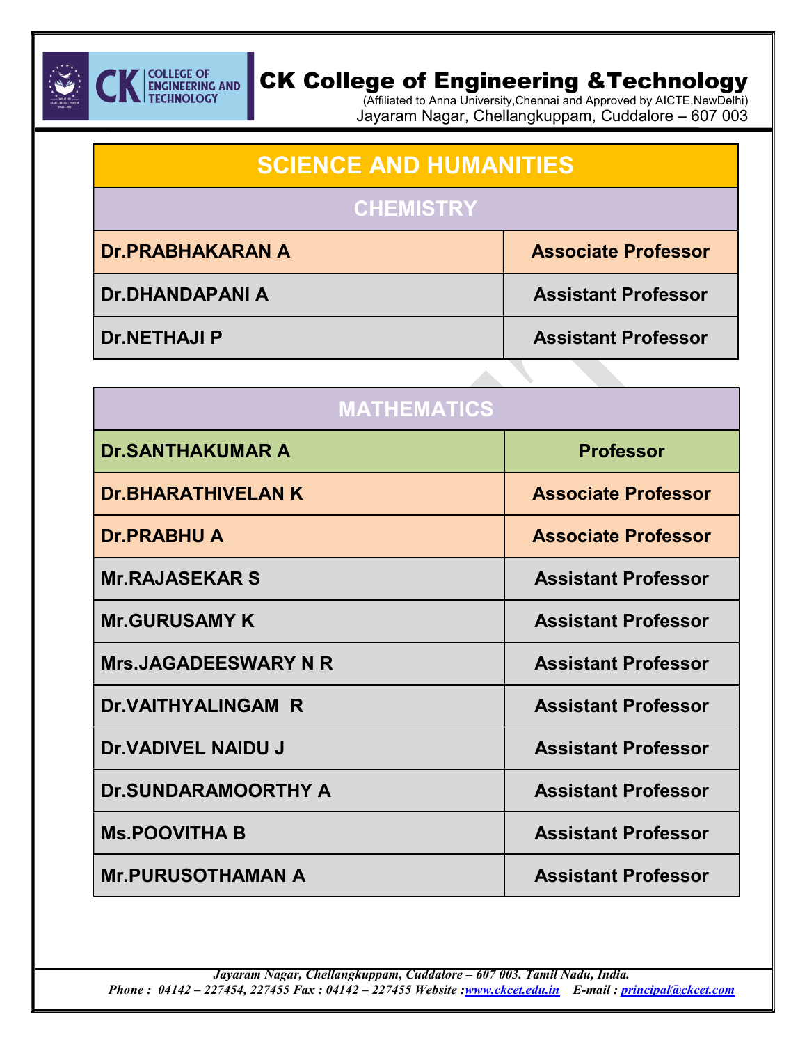# CK College of Engineering &Technology

(Affiliated to Anna University,Chennai and Approved by AICTE,NewDelhi)
Jayaram Nagar, Chellangkuppam, Cuddalore – 607 003

## SCIENCE AND HUMANITIES

### CHEMISTRY

| Name | Designation |
|---|---|
| Dr.PRABHAKARAN A | Associate Professor |
| Dr.DHANDAPANI A | Assistant Professor |
| Dr.NETHAJI P | Assistant Professor |

### MATHEMATICS

| Name | Designation |
|---|---|
| Dr.SANTHAKUMAR A | Professor |
| Dr.BHARATHIVELAN K | Associate Professor |
| Dr.PRABHU A | Associate Professor |
| Mr.RAJASEKAR S | Assistant Professor |
| Mr.GURUSAMY K | Assistant Professor |
| Mrs.JAGADEESWARY N R | Assistant Professor |
| Dr.VAITHYALINGAM R | Assistant Professor |
| Dr.VADIVEL NAIDU J | Assistant Professor |
| Dr.SUNDARAMOORTHY A | Assistant Professor |
| Ms.POOVITHA B | Assistant Professor |
| Mr.PURUSOTHAMAN A | Assistant Professor |

*Jayaram Nagar, Chellangkuppam, Cuddalore – 607 003. Tamil Nadu, India.*
*Phone : 04142 – 227454, 227455 Fax : 04142 – 227455 Website :www.ckcet.edu.in E-mail : principal@ckcet.com*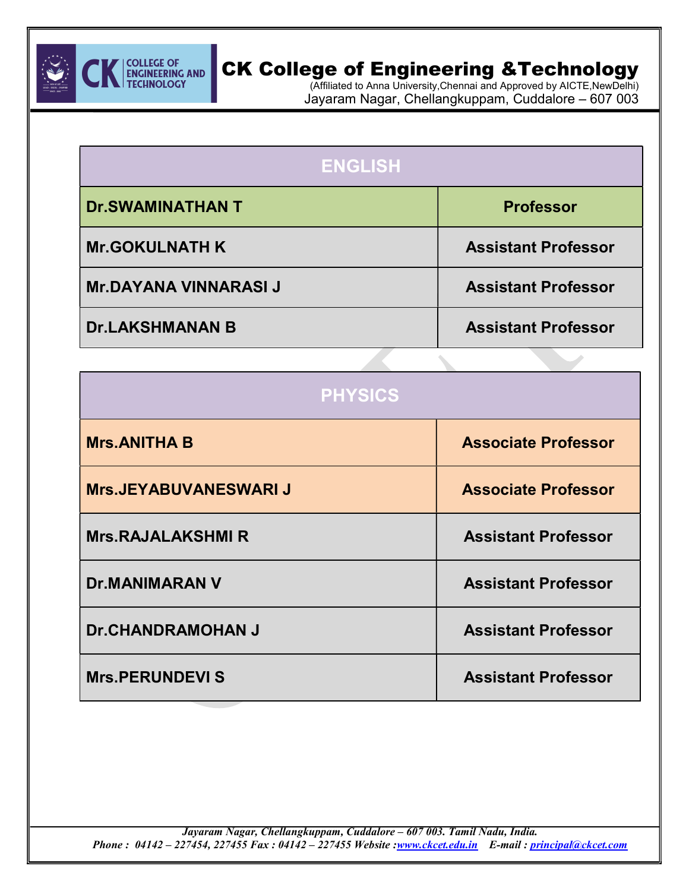| ENGLISH | |
|---|---|
| Dr.SWAMINATHAN T | Professor |
| Mr.GOKULNATH K | Assistant Professor |
| Mr.DAYANA VINNARASI J | Assistant Professor |
| Dr.LAKSHMANAN B | Assistant Professor |

| PHYSICS | |
|---|---|
| Mrs.ANITHA B | Associate Professor |
| Mrs.JEYABUVANESWARI J | Associate Professor |
| Mrs.RAJALAKSHMI R | Assistant Professor |
| Dr.MANIMARAN V | Assistant Professor |
| Dr.CHANDRAMOHAN J | Assistant Professor |
| Mrs.PERUNDEVI S | Assistant Professor |